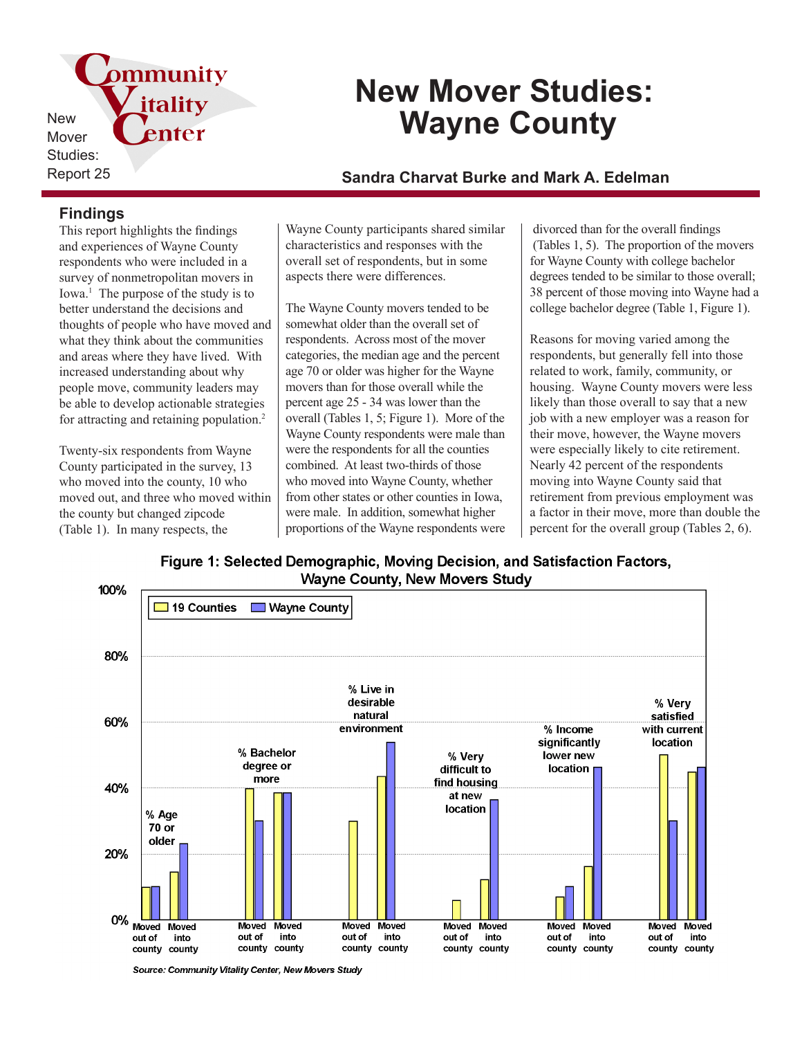New Mover Studies: Report 25

# New Mover Studies: Wayne County

### Sandra Charvat Burke and Mark A. Edelman

## Findings

This report highlights the findings and experiences of Wayne County respondents who were included in a survey of nonmetropolitan movers in Iowa.[1] The purpose of the study is to better understand the decisions and thoughts of people who have moved and what they think about the communities and areas where they have lived. With increased understanding about why people move, community leaders may be able to develop actionable strategies for attracting and retaining population.[2]

Twenty-six respondents from Wayne County participated in the survey, 13 who moved into the county, 10 who moved out, and three who moved within the county but changed zipcode (Table 1). In many respects, the Wayne County participants shared similar characteristics and responses with the overall set of respondents, but in some aspects there were differences.

The Wayne County movers tended to be somewhat older than the overall set of respondents. Across most of the mover categories, the median age and the percent age 70 or older was higher for the Wayne movers than for those overall while the percent age 25 - 34 was lower than the overall (Tables 1, 5; Figure 1). More of the Wayne County respondents were male than were the respondents for all the counties combined. At least two-thirds of those who moved into Wayne County, whether from other states or other counties in Iowa, were male. In addition, somewhat higher proportions of the Wayne respondents were divorced than for the overall findings (Tables 1, 5). The proportion of the movers for Wayne County with college bachelor degrees tended to be similar to those overall; 38 percent of those moving into Wayne had a college bachelor degree (Table 1, Figure 1).

Reasons for moving varied among the respondents, but generally fell into those related to work, family, community, or housing. Wayne County movers were less likely than those overall to say that a new job with a new employer was a reason for their move, however, the Wayne movers were especially likely to cite retirement. Nearly 42 percent of the respondents moving into Wayne County said that retirement from previous employment was a factor in their move, more than double the percent for the overall group (Tables 2, 6).

**Figure 1: Selected Demographic, Moving Decision, and Satisfaction Factors, Wayne County, New Movers Study**

| Measure | Mover group | 19 Counties | Wayne County |
|---|---|---|---|
| % Age 70 or older | Moved out of county | 10% | 10% |
| | Moved into county | 15% | 23% |
| % Bachelor degree or more | Moved out of county | 40% | 30% |
| | Moved into county | 39% | 39% |
| % Live in desirable natural environment | Moved out of county | 30% | 0% |
| | Moved into county | 44% | 54% |
| % Very difficult to find housing at new location | Moved out of county | 6% | 0% |
| | Moved into county | 12% | 36% |
| % Income significantly lower new location | Moved out of county | 7% | 10% |
| | Moved into county | 16% | 46% |
| % Very satisfied with current location | Moved out of county | 50% | 30% |
| | Moved into county | 45% | 46% |

*Source: Community Vitality Center, New Movers Study*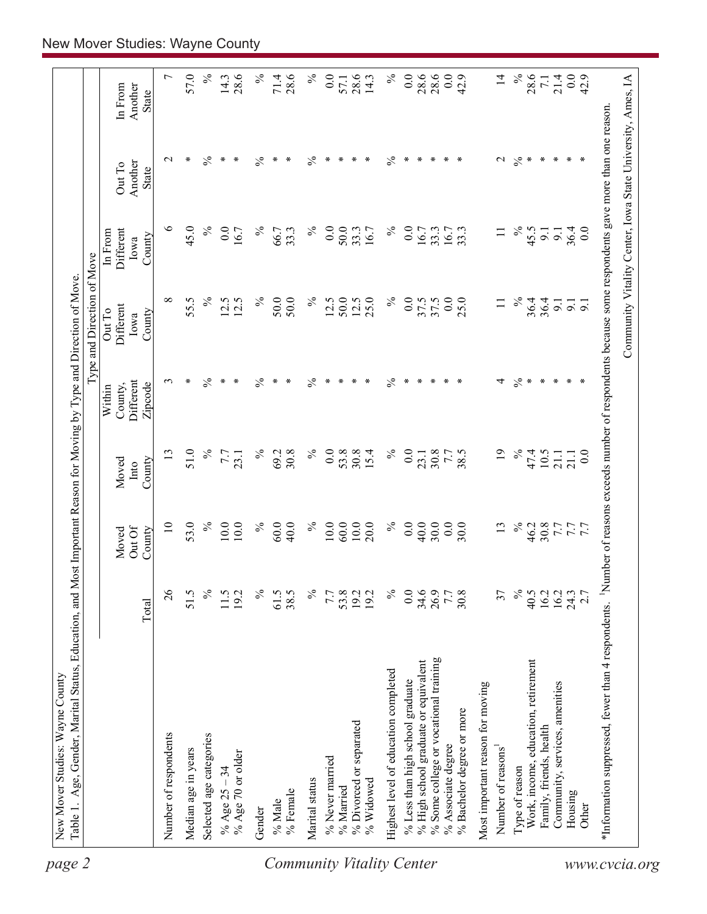New Mover Studies: Wayne County

Table 1. Age, Gender, Marital Status, Education, and Most Important Reason for Moving by Type and Direction of Move.

| | | Type and Direction of Move | | | | | | |
|---|---|---|---|---|---|---|---|---|
| | Total | Moved Out Of County | Moved Into County | Within County, Different Zipcode | Out To Different Iowa County | In From Different Iowa County | Out To Another State | In From Another State |
| Number of respondents | 26 | 10 | 13 | 3 | 8 | 6 | 2 | 7 |
| Median age in years | 51.5 | 53.0 | 51.0 | * | 55.5 | 45.0 | * | 57.0 |
| Selected age categories | % | % | % | % | % | % | % | % |
| % Age 25 – 34 | 11.5 | 10.0 | 7.7 | * | 12.5 | 0.0 | * | 14.3 |
| % Age 70 or older | 19.2 | 10.0 | 23.1 | * | 12.5 | 16.7 | * | 28.6 |
| Gender | % | % | % | % | % | % | % | % |
| % Male | 61.5 | 60.0 | 69.2 | * | 50.0 | 66.7 | * | 71.4 |
| % Female | 38.5 | 40.0 | 30.8 | * | 50.0 | 33.3 | * | 28.6 |
| Marital status | % | % | % | % | % | % | % | % |
| % Never married | 7.7 | 10.0 | 0.0 | * | 12.5 | 0.0 | * | 0.0 |
| % Married | 53.8 | 60.0 | 53.8 | * | 50.0 | 50.0 | * | 57.1 |
| % Divorced or separated | 19.2 | 10.0 | 30.8 | * | 12.5 | 33.3 | * | 28.6 |
| % Widowed | 19.2 | 20.0 | 15.4 | * | 25.0 | 16.7 | * | 14.3 |
| Highest level of education completed | % | % | % | % | % | % | % | % |
| % Less than high school graduate | 0.0 | 0.0 | 0.0 | * | 0.0 | 0.0 | * | 0.0 |
| % High school graduate or equivalent | 34.6 | 40.0 | 23.1 | * | 37.5 | 16.7 | * | 28.6 |
| % Some college or vocational training | 26.9 | 30.0 | 30.8 | * | 37.5 | 33.3 | * | 28.6 |
| % Associate degree | 7.7 | 0.0 | 7.7 | * | 0.0 | 16.7 | * | 0.0 |
| % Bachelor degree or more | 30.8 | 30.0 | 38.5 | * | 25.0 | 33.3 | * | 42.9 |
| Most important reason for moving | | | | | | | | |
| Number of reasons[1] | 37 | 13 | 19 | 4 | 11 | 11 | 2 | 14 |
| Type of reason | % | % | % | % | % | % | % | % |
| Work, income, education, retirement | 40.5 | 46.2 | 47.4 | * | 36.4 | 45.5 | * | 28.6 |
| Family, friends, health | 16.2 | 30.8 | 10.5 | * | 36.4 | 9.1 | * | 7.1 |
| Community, services, amenities | 16.2 | 7.7 | 21.1 | * | 9.1 | 9.1 | * | 21.4 |
| Housing | 24.3 | 7.7 | 21.1 | * | 9.1 | 36.4 | * | 0.0 |
| Other | 2.7 | 7.7 | 0.0 | * | 9.1 | 0.0 | * | 42.9 |

*Information suppressed, fewer than 4 respondents. [1]Number of reasons exceeds number of respondents because some respondents gave more than one reason.

Community Vitality Center, Iowa State University, Ames, IA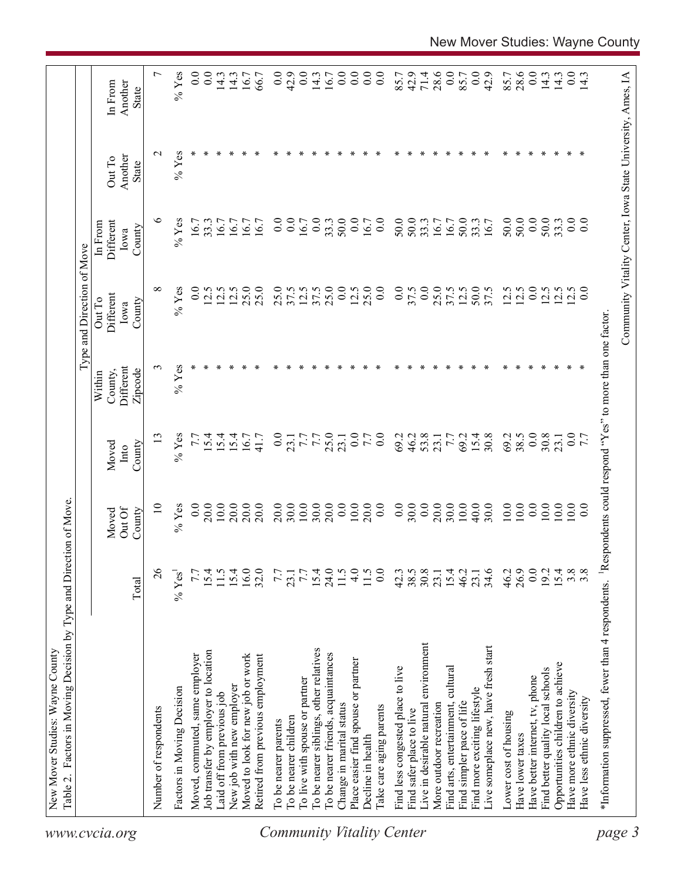New Mover Studies: Wayne County

Table 2. Factors in Moving Decision by Type and Direction of Move.

| | | | | Type and Direction of Move | | | | |
|---|---|---|---|---|---|---|---|---|
| | Total | Moved Out Of County | Moved Into County | Within County, Different Zipcode | Out To Different Iowa County | In From Different Iowa County | Out To Another State | In From Another State |
| Number of respondents | 26 | 10 | 13 | 3 | 8 | 6 | 2 | 7 |
| Factors in Moving Decision | % Yes[1] | % Yes | % Yes | % Yes | % Yes | % Yes | % Yes | % Yes |
| Moved, commuted, same employer | 7.7 | 0.0 | 7.7 | * | 0.0 | 16.7 | * | 0.0 |
| Job transfer by employer to location | 15.4 | 20.0 | 15.4 | * | 12.5 | 33.3 | * | 0.0 |
| Laid off from previous job | 11.5 | 10.0 | 15.4 | * | 12.5 | 16.7 | * | 14.3 |
| New job with new employer | 15.4 | 20.0 | 15.4 | * | 12.5 | 16.7 | * | 14.3 |
| Moved to look for new job or work | 16.0 | 20.0 | 16.7 | * | 25.0 | 16.7 | * | 16.7 |
| Retired from previous employment | 32.0 | 20.0 | 41.7 | * | 25.0 | 16.7 | * | 66.7 |
| To be nearer parents | 7.7 | 20.0 | 0.0 | * | 25.0 | 0.0 | * | 0.0 |
| To be nearer children | 23.1 | 30.0 | 23.1 | * | 37.5 | 0.0 | * | 42.9 |
| To live with spouse or partner | 7.7 | 10.0 | 7.7 | * | 12.5 | 16.7 | * | 0.0 |
| To be nearer siblings, other relatives | 15.4 | 30.0 | 7.7 | * | 37.5 | 0.0 | * | 14.3 |
| To be nearer friends, acquaintances | 24.0 | 20.0 | 25.0 | * | 25.0 | 33.3 | * | 16.7 |
| Change in marital status | 11.5 | 0.0 | 23.1 | * | 0.0 | 50.0 | * | 0.0 |
| Place easier find spouse or partner | 4.0 | 10.0 | 0.0 | * | 12.5 | 0.0 | * | 0.0 |
| Decline in health | 11.5 | 20.0 | 7.7 | * | 25.0 | 16.7 | * | 0.0 |
| Take care aging parents | 0.0 | 0.0 | 0.0 | * | 0.0 | 0.0 | * | 0.0 |
| Find less congested place to live | 42.3 | 0.0 | 69.2 | * | 0.0 | 50.0 | * | 85.7 |
| Find safer place to live | 38.5 | 30.0 | 46.2 | * | 37.5 | 50.0 | * | 42.9 |
| Live in desirable natural environment | 30.8 | 0.0 | 53.8 | * | 0.0 | 33.3 | * | 71.4 |
| More outdoor recreation | 23.1 | 20.0 | 23.1 | * | 25.0 | 16.7 | * | 28.6 |
| Find arts, entertainment, cultural | 15.4 | 30.0 | 7.7 | * | 37.5 | 16.7 | * | 0.0 |
| Find simpler pace of life | 46.2 | 10.0 | 69.2 | * | 12.5 | 50.0 | * | 85.7 |
| Find more exciting lifestyle | 23.1 | 40.0 | 15.4 | * | 50.0 | 33.3 | * | 0.0 |
| Live someplace new, have fresh start | 34.6 | 30.0 | 30.8 | * | 37.5 | 16.7 | * | 42.9 |
| Lower cost of housing | 46.2 | 10.0 | 69.2 | * | 12.5 | 50.0 | * | 85.7 |
| Have lower taxes | 26.9 | 10.0 | 38.5 | * | 12.5 | 50.0 | * | 28.6 |
| Have better internet, tv, phone | 0.0 | 0.0 | 0.0 | * | 0.0 | 0.0 | * | 0.0 |
| Find better quality local schools | 19.2 | 10.0 | 30.8 | * | 12.5 | 50.0 | * | 14.3 |
| Opportunities children to achieve | 15.4 | 10.0 | 23.1 | * | 12.5 | 33.3 | * | 14.3 |
| Have more ethnic diversity | 3.8 | 10.0 | 0.0 | * | 12.5 | 0.0 | * | 0.0 |
| Have less ethnic diversity | 3.8 | 0.0 | 7.7 | * | 0.0 | 0.0 | * | 14.3 |

*Information suppressed, fewer than 4 respondents. [1]Respondents could respond "Yes" to more than one factor.

Community Vitality Center, Iowa State University, Ames, IA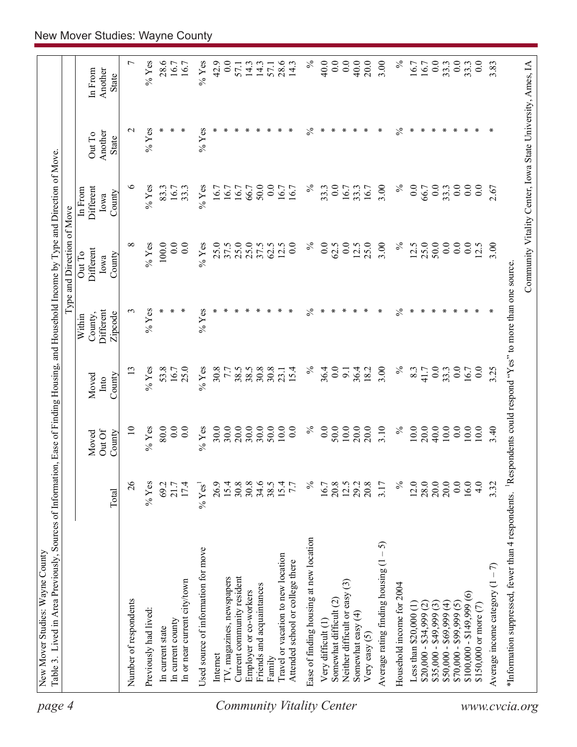New Mover Studies: Wayne County

Table 3. Lived in Area Previously, Sources of Information, Ease of Finding Housing, and Household Income by Type and Direction of Move.

| | | Type and Direction of Move | | | | | | |
|---|---|---|---|---|---|---|---|---|
| | Total | Moved Out Of County | Moved Into County | Within County, Different Zipcode | Out To Different Iowa County | In From Different Iowa County | Out To Another State | In From Another State |
| Number of respondents | 26 | 10 | 13 | 3 | 8 | 6 | 2 | 7 |
| Previously had lived: | % Yes | % Yes | % Yes | % Yes | % Yes | % Yes | % Yes | % Yes |
| In current state | 69.2 | 80.0 | 53.8 | * | 100.0 | 83.3 | * | 28.6 |
| In current county | 21.7 | 0.0 | 16.7 | * | 0.0 | 16.7 | * | 16.7 |
| In or near current city/town | 17.4 | 0.0 | 25.0 | * | 0.0 | 33.3 | * | 16.7 |
| Used source of information for move | % Yes[1] | % Yes | % Yes | % Yes | % Yes | % Yes | % Yes | % Yes |
| Internet | 26.9 | 30.0 | 30.8 | * | 25.0 | 16.7 | * | 42.9 |
| TV, magazines, newspapers | 15.4 | 30.0 | 7.7 | * | 37.5 | 16.7 | * | 0.0 |
| Current community resident | 30.8 | 20.0 | 38.5 | * | 25.0 | 16.7 | * | 57.1 |
| Employer or co-workers | 30.8 | 30.0 | 38.5 | * | 25.0 | 66.7 | * | 14.3 |
| Friends and acquaintances | 34.6 | 30.0 | 30.8 | * | 37.5 | 50.0 | * | 14.3 |
| Family | 38.5 | 50.0 | 30.8 | * | 62.5 | 0.0 | * | 57.1 |
| Travel or vacation to new location | 15.4 | 10.0 | 23.1 | * | 12.5 | 16.7 | * | 28.6 |
| Attended school or college there | 7.7 | 0.0 | 15.4 | * | 0.0 | 16.7 | * | 14.3 |
| Ease of finding housing at new location | % | % | % | % | % | % | % | % |
| Very difficult (1) | 16.7 | 0.0 | 36.4 | * | 0.0 | 33.3 | * | 40.0 |
| Somewhat difficult (2) | 20.8 | 50.0 | 0.0 | * | 62.5 | 0.0 | * | 0.0 |
| Neither difficult or easy (3) | 12.5 | 10.0 | 9.1 | * | 0.0 | 16.7 | * | 0.0 |
| Somewhat easy (4) | 29.2 | 20.0 | 36.4 | * | 12.5 | 33.3 | * | 40.0 |
| Very easy (5) | 20.8 | 20.0 | 18.2 | * | 25.0 | 16.7 | * | 20.0 |
| Average rating finding housing (1 – 5) | 3.17 | 3.10 | 3.00 | * | 3.00 | 3.00 | * | 3.00 |
| Household income for 2004 | % | % | % | % | % | % | % | % |
| Less than $20,000 (1) | 12.0 | 10.0 | 8.3 | * | 12.5 | 0.0 | * | 16.7 |
| $20,000 - $34,999 (2) | 28.0 | 20.0 | 41.7 | * | 25.0 | 66.7 | * | 16.7 |
| $35,000 - $49,999 (3) | 20.0 | 40.0 | 0.0 | * | 50.0 | 0.0 | * | 0.0 |
| $50,000 - $69,999 (4) | 20.0 | 10.0 | 33.3 | * | 0.0 | 33.3 | * | 33.3 |
| $70,000 - $99,999 (5) | 0.0 | 0.0 | 0.0 | * | 0.0 | 0.0 | * | 0.0 |
| $100,000 - $149,999 (6) | 16.0 | 10.0 | 16.7 | * | 0.0 | 0.0 | * | 33.3 |
| $150,000 or more (7) | 4.0 | 10.0 | 0.0 | * | 12.5 | 0.0 | * | 0.0 |
| Average income category (1 – 7) | 3.32 | 3.40 | 3.25 | * | 3.00 | 2.67 | * | 3.83 |

*Information suppressed, fewer than 4 respondents. [1]Respondents could respond "Yes" to more than one source.

Community Vitality Center, Iowa State University, Ames, IA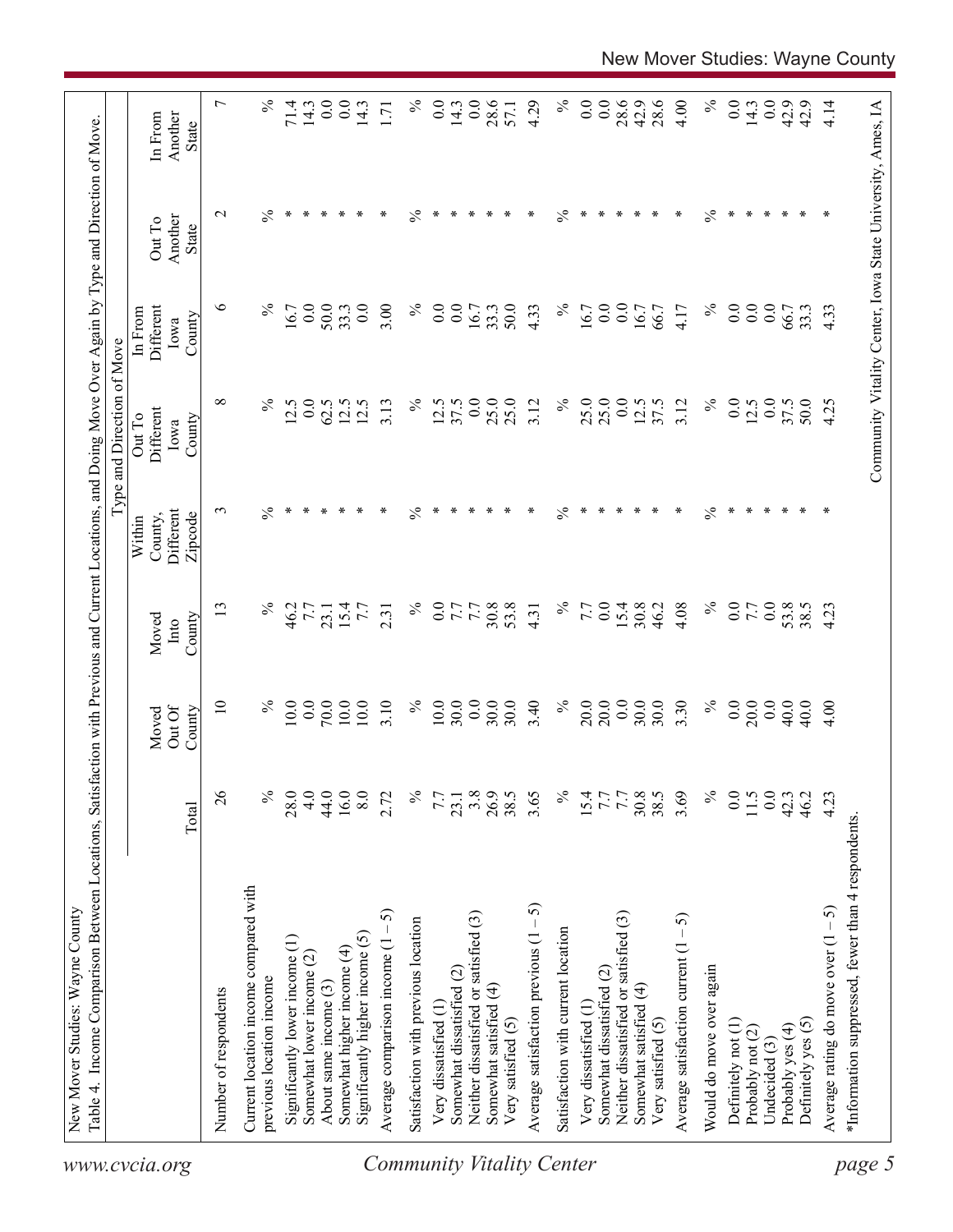New Mover Studies: Wayne County

Table 4. Income Comparison Between Locations, Satisfaction with Previous and Current Locations, and Doing Move Over Again by Type and Direction of Move.

| | | Type and Direction of Move | | | | | | |
|---|---|---|---|---|---|---|---|---|
| | Total | Moved Out Of County | Moved Into County | Within County, Different Zipcode | Out To Different Iowa County | In From Different Iowa County | Out To Another State | In From Another State |
| Number of respondents | 26 | 10 | 13 | 3 | 8 | 6 | 2 | 7 |
| Current location income compared with previous location income | % | % | % | % | % | % | % | % |
| Significantly lower income (1) | 28.0 | 10.0 | 46.2 | * | 12.5 | 16.7 | * | 71.4 |
| Somewhat lower income (2) | 4.0 | 0.0 | 7.7 | * | 0.0 | 0.0 | * | 14.3 |
| About same income (3) | 44.0 | 70.0 | 23.1 | * | 62.5 | 50.0 | * | 0.0 |
| Somewhat higher income (4) | 16.0 | 10.0 | 15.4 | * | 12.5 | 33.3 | * | 0.0 |
| Significantly higher income (5) | 8.0 | 10.0 | 7.7 | * | 12.5 | 0.0 | * | 14.3 |
| Average comparison income (1 – 5) | 2.72 | 3.10 | 2.31 | * | 3.13 | 3.00 | * | 1.71 |
| Satisfaction with previous location | % | % | % | % | % | % | % | % |
| Very dissatisfied (1) | 7.7 | 10.0 | 0.0 | * | 12.5 | 0.0 | * | 0.0 |
| Somewhat dissatisfied (2) | 23.1 | 30.0 | 7.7 | * | 37.5 | 0.0 | * | 14.3 |
| Neither dissatisfied or satisfied (3) | 3.8 | 0.0 | 7.7 | * | 0.0 | 16.7 | * | 0.0 |
| Somewhat satisfied (4) | 26.9 | 30.0 | 30.8 | * | 25.0 | 33.3 | * | 28.6 |
| Very satisfied (5) | 38.5 | 30.0 | 53.8 | * | 25.0 | 50.0 | * | 57.1 |
| Average satisfaction previous (1 – 5) | 3.65 | 3.40 | 4.31 | * | 3.12 | 4.33 | * | 4.29 |
| Satisfaction with current location | % | % | % | % | % | % | % | % |
| Very dissatisfied (1) | 15.4 | 20.0 | 7.7 | * | 25.0 | 16.7 | * | 0.0 |
| Somewhat dissatisfied (2) | 7.7 | 20.0 | 0.0 | * | 25.0 | 0.0 | * | 0.0 |
| Neither dissatisfied or satisfied (3) | 7.7 | 0.0 | 15.4 | * | 0.0 | 0.0 | * | 28.6 |
| Somewhat satisfied (4) | 30.8 | 30.0 | 30.8 | * | 12.5 | 16.7 | * | 42.9 |
| Very satisfied (5) | 38.5 | 30.0 | 46.2 | * | 37.5 | 66.7 | * | 28.6 |
| Average satisfaction current (1 – 5) | 3.69 | 3.30 | 4.08 | * | 3.12 | 4.17 | * | 4.00 |
| Would do move over again | % | % | % | % | % | % | % | % |
| Definitely not (1) | 0.0 | 0.0 | 0.0 | * | 0.0 | 0.0 | * | 0.0 |
| Probably not (2) | 11.5 | 20.0 | 7.7 | * | 12.5 | 0.0 | * | 14.3 |
| Undecided (3) | 0.0 | 0.0 | 0.0 | * | 0.0 | 0.0 | * | 0.0 |
| Probably yes (4) | 42.3 | 40.0 | 53.8 | * | 37.5 | 66.7 | * | 42.9 |
| Definitely yes (5) | 46.2 | 40.0 | 38.5 | * | 50.0 | 33.3 | * | 42.9 |
| Average rating do move over (1 – 5) | 4.23 | 4.00 | 4.23 | * | 4.25 | 4.33 | * | 4.14 |

*Information suppressed, fewer than 4 respondents.

Community Vitality Center, Iowa State University, Ames, IA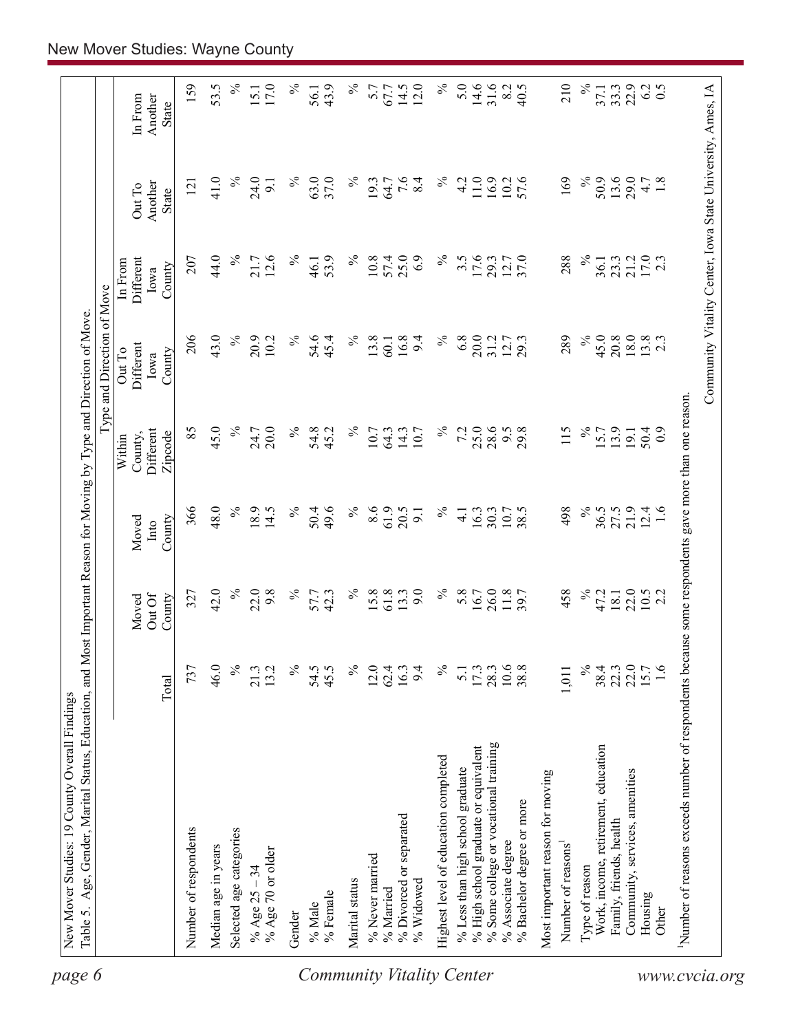New Mover Studies: 19 County Overall Findings

Table 5. Age, Gender, Marital Status, Education, and Most Important Reason for Moving by Type and Direction of Move.

| | Total | Moved Out Of County | Moved Into County | Within County, Different Zipcode | Out To Different Iowa County | In From Different Iowa County | Out To Another State | In From Another State |
|---|---|---|---|---|---|---|---|---|
| | | | | Type and Direction of Move | | | | |
| Number of respondents | 737 | 327 | 366 | 85 | 206 | 207 | 121 | 159 |
| Median age in years | 46.0 | 42.0 | 48.0 | 45.0 | 43.0 | 44.0 | 41.0 | 53.5 |
| Selected age categories | % | % | % | % | % | % | % | % |
| % Age 25 – 34 | 21.3 | 22.0 | 18.9 | 24.7 | 20.9 | 21.7 | 24.0 | 15.1 |
| % Age 70 or older | 13.2 | 9.8 | 14.5 | 20.0 | 10.2 | 12.6 | 9.1 | 17.0 |
| Gender | % | % | % | % | % | % | % | % |
| % Male | 54.5 | 57.7 | 50.4 | 54.8 | 54.6 | 46.1 | 63.0 | 56.1 |
| % Female | 45.5 | 42.3 | 49.6 | 45.2 | 45.4 | 53.9 | 37.0 | 43.9 |
| Marital status | % | % | % | % | % | % | % | % |
| % Never married | 12.0 | 15.8 | 8.6 | 10.7 | 13.8 | 10.8 | 19.3 | 5.7 |
| % Married | 62.4 | 61.8 | 61.9 | 64.3 | 60.1 | 57.4 | 64.7 | 67.7 |
| % Divorced or separated | 16.3 | 13.3 | 20.5 | 14.3 | 16.8 | 25.0 | 7.6 | 14.5 |
| % Widowed | 9.4 | 9.0 | 9.1 | 10.7 | 9.4 | 6.9 | 8.4 | 12.0 |
| Highest level of education completed | % | % | % | % | % | % | % | % |
| % Less than high school graduate | 5.1 | 5.8 | 4.1 | 7.2 | 6.8 | 3.5 | 4.2 | 5.0 |
| % High school graduate or equivalent | 17.3 | 16.7 | 16.3 | 25.0 | 20.0 | 17.6 | 11.0 | 14.6 |
| % Some college or vocational training | 28.3 | 26.0 | 30.3 | 28.6 | 31.2 | 29.3 | 16.9 | 31.6 |
| % Associate degree | 10.6 | 11.8 | 10.7 | 9.5 | 12.7 | 12.7 | 10.2 | 8.2 |
| % Bachelor degree or more | 38.8 | 39.7 | 38.5 | 29.8 | 29.3 | 37.0 | 57.6 | 40.5 |
| Most important reason for moving | | | | | | | | |
| Number of reasons[1] | 1,011 | 458 | 498 | 115 | 289 | 288 | 169 | 210 |
| Type of reason | % | % | % | % | % | % | % | % |
| Work, income, retirement, education | 38.4 | 47.2 | 36.5 | 15.7 | 45.0 | 36.1 | 50.9 | 37.1 |
| Family, friends, health | 22.3 | 18.1 | 27.5 | 13.9 | 20.8 | 23.3 | 13.6 | 33.3 |
| Community, services, amenities | 22.0 | 22.0 | 21.9 | 19.1 | 18.0 | 21.2 | 29.0 | 22.9 |
| Housing | 15.7 | 10.5 | 12.4 | 50.4 | 13.8 | 17.0 | 4.7 | 6.2 |
| Other | 1.6 | 2.2 | 1.6 | 0.9 | 2.3 | 2.3 | 1.8 | 0.5 |

[1]Number of reasons exceeds number of respondents because some respondents gave more than one reason.

Community Vitality Center, Iowa State University, Ames, IA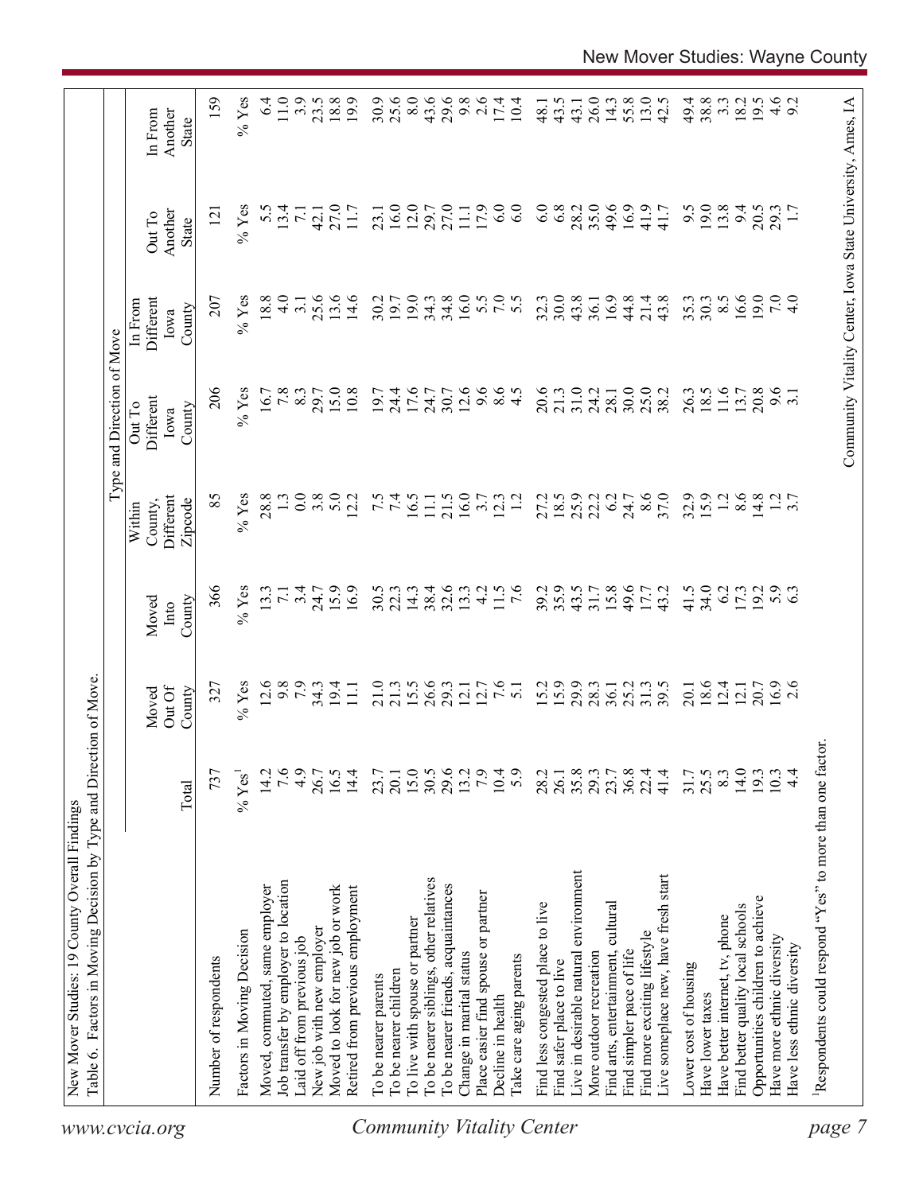New Mover Studies: 19 County Overall Findings

Table 6. Factors in Moving Decision by Type and Direction of Move.

| | | | | Type and Direction of Move | | | | |
|---|---|---|---|---|---|---|---|---|
| | Total | Moved Out Of County | Moved Into County | Within County, Different Zipcode | Out To Different Iowa County | In From Different Iowa County | Out To Another State | In From Another State |
| Number of respondents | 737 | 327 | 366 | 85 | 206 | 207 | 121 | 159 |
| Factors in Moving Decision | % Yes[1] | % Yes | % Yes | % Yes | % Yes | % Yes | % Yes | % Yes |
| Moved, commuted, same employer | 14.2 | 12.6 | 13.3 | 28.8 | 16.7 | 18.8 | 5.5 | 6.4 |
| Job transfer by employer to location | 7.6 | 9.8 | 7.1 | 1.3 | 7.8 | 4.0 | 13.4 | 11.0 |
| Laid off from previous job | 4.9 | 7.9 | 3.4 | 0.0 | 8.3 | 3.1 | 7.1 | 3.9 |
| New job with new employer | 26.7 | 34.3 | 24.7 | 3.8 | 29.7 | 25.6 | 42.1 | 23.5 |
| Moved to look for new job or work | 16.5 | 19.4 | 15.9 | 5.0 | 15.0 | 13.6 | 27.0 | 18.8 |
| Retired from previous employment | 14.4 | 11.1 | 16.9 | 12.2 | 10.8 | 14.6 | 11.7 | 19.9 |
| To be nearer parents | 23.7 | 21.0 | 30.5 | 7.5 | 19.7 | 30.2 | 23.1 | 30.9 |
| To be nearer children | 20.1 | 21.3 | 22.3 | 7.4 | 24.4 | 19.7 | 16.0 | 25.6 |
| To live with spouse or partner | 15.0 | 15.5 | 14.3 | 16.5 | 17.6 | 19.0 | 12.0 | 8.0 |
| To be nearer siblings, other relatives | 30.5 | 26.6 | 38.4 | 11.1 | 24.7 | 34.3 | 29.7 | 43.6 |
| To be nearer friends, acquaintances | 29.6 | 29.3 | 32.6 | 21.5 | 30.7 | 34.8 | 27.0 | 29.6 |
| Change in marital status | 13.2 | 12.1 | 13.3 | 16.0 | 12.6 | 16.0 | 11.1 | 9.8 |
| Place easier find spouse or partner | 7.9 | 12.7 | 4.2 | 3.7 | 9.6 | 5.5 | 17.9 | 2.6 |
| Decline in health | 10.4 | 7.6 | 11.5 | 12.3 | 8.6 | 7.0 | 6.0 | 17.4 |
| Take care aging parents | 5.9 | 5.1 | 7.6 | 1.2 | 4.5 | 5.5 | 6.0 | 10.4 |
| Find less congested place to live | 28.2 | 15.2 | 39.2 | 27.2 | 20.6 | 32.3 | 6.0 | 48.1 |
| Find safer place to live | 26.1 | 15.9 | 35.9 | 18.5 | 21.3 | 30.0 | 6.8 | 43.5 |
| Live in desirable natural environment | 35.8 | 29.9 | 43.5 | 25.9 | 31.0 | 43.8 | 28.2 | 43.1 |
| More outdoor recreation | 29.3 | 28.3 | 31.7 | 22.2 | 24.2 | 36.1 | 35.0 | 26.0 |
| Find arts, entertainment, cultural | 23.7 | 36.1 | 15.8 | 6.2 | 28.1 | 16.9 | 49.6 | 14.3 |
| Find simpler pace of life | 36.8 | 25.2 | 49.6 | 24.7 | 30.0 | 44.8 | 16.9 | 55.8 |
| Find more exciting lifestyle | 22.4 | 31.3 | 17.7 | 8.6 | 25.0 | 21.4 | 41.9 | 13.0 |
| Live someplace new, have fresh start | 41.4 | 39.5 | 43.2 | 37.0 | 38.2 | 43.8 | 41.7 | 42.5 |
| Lower cost of housing | 31.7 | 20.1 | 41.5 | 32.9 | 26.3 | 35.3 | 9.5 | 49.4 |
| Have lower taxes | 25.5 | 18.6 | 34.0 | 15.9 | 18.5 | 30.3 | 19.0 | 38.8 |
| Have better internet, tv, phone | 8.3 | 12.4 | 6.2 | 1.2 | 11.6 | 8.5 | 13.8 | 3.3 |
| Find better quality local schools | 14.0 | 12.1 | 17.3 | 8.6 | 13.7 | 16.6 | 9.4 | 18.2 |
| Opportunities children to achieve | 19.3 | 20.7 | 19.2 | 14.8 | 20.8 | 19.0 | 20.5 | 19.5 |
| Have more ethnic diversity | 10.3 | 16.9 | 5.9 | 1.2 | 9.6 | 7.0 | 29.3 | 4.6 |
| Have less ethnic diversity | 4.4 | 2.6 | 6.3 | 3.7 | 3.1 | 4.0 | 1.7 | 9.2 |

[1]Respondents could respond "Yes" to more than one factor.

Community Vitality Center, Iowa State University, Ames, IA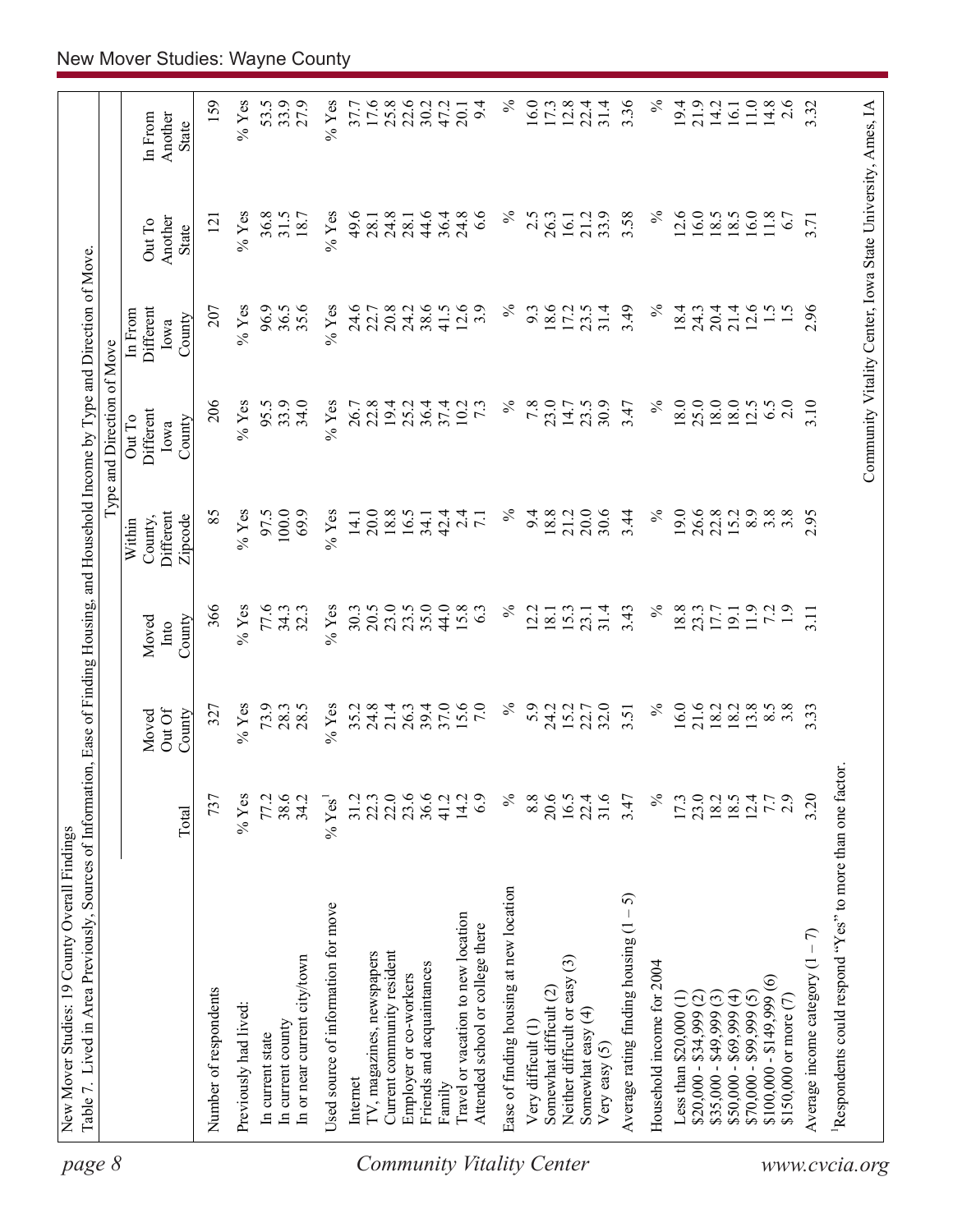New Mover Studies: 19 County Overall Findings

Table 7. Lived in Area Previously, Sources of Information, Ease of Finding Housing, and Household Income by Type and Direction of Move.

| | | | | Type and Direction of Move | | | | | |
|---|---|---|---|---|---|---|---|---|---|
| | Total | Moved Out Of County | Moved Into County | Within County, Different Zipcode | Out To Different Iowa County | In From Different Iowa County | Out To Another State | In From Another State |
| Number of respondents | 737 | 327 | 366 | 85 | 206 | 207 | 121 | 159 |
| Previously had lived: | % Yes | % Yes | % Yes | % Yes | % Yes | % Yes | % Yes | % Yes |
| In current state | 77.2 | 73.9 | 77.6 | 97.5 | 95.5 | 96.9 | 36.8 | 53.5 |
| In current county | 38.6 | 28.3 | 34.3 | 100.0 | 33.9 | 36.5 | 31.5 | 33.9 |
| In or near current city/town | 34.2 | 28.5 | 32.3 | 69.9 | 34.0 | 35.6 | 18.7 | 27.9 |
| Used source of information for move | % Yes[1] | % Yes | % Yes | % Yes | % Yes | % Yes | % Yes | % Yes |
| Internet | 31.2 | 35.2 | 30.3 | 14.1 | 26.7 | 24.6 | 49.6 | 37.7 |
| TV, magazines, newspapers | 22.3 | 24.8 | 20.5 | 20.0 | 22.8 | 22.7 | 28.1 | 17.6 |
| Current community resident | 22.0 | 21.4 | 23.0 | 18.8 | 19.4 | 20.8 | 24.8 | 25.8 |
| Employer or co-workers | 23.6 | 26.3 | 23.5 | 16.5 | 25.2 | 24.2 | 28.1 | 22.6 |
| Friends and acquaintances | 36.6 | 39.4 | 35.0 | 34.1 | 36.4 | 38.6 | 44.6 | 30.2 |
| Family | 41.2 | 37.0 | 44.0 | 42.4 | 37.4 | 41.5 | 36.4 | 47.2 |
| Travel or vacation to new location | 14.2 | 15.6 | 15.8 | 2.4 | 10.2 | 12.6 | 24.8 | 20.1 |
| Attended school or college there | 6.9 | 7.0 | 6.3 | 7.1 | 7.3 | 3.9 | 6.6 | 9.4 |
| Ease of finding housing at new location | % | % | % | % | % | % | % | % |
| Very difficult (1) | 8.8 | 5.9 | 12.2 | 9.4 | 7.8 | 9.3 | 2.5 | 16.0 |
| Somewhat difficult (2) | 20.6 | 24.2 | 18.1 | 18.8 | 23.0 | 18.6 | 26.3 | 17.3 |
| Neither difficult or easy (3) | 16.5 | 15.2 | 15.3 | 21.2 | 14.7 | 17.2 | 16.1 | 12.8 |
| Somewhat easy (4) | 22.4 | 22.7 | 23.1 | 20.0 | 23.5 | 23.5 | 21.2 | 22.4 |
| Very easy (5) | 31.6 | 32.0 | 31.4 | 30.6 | 30.9 | 31.4 | 33.9 | 31.4 |
| Average rating finding housing (1 – 5) | 3.47 | 3.51 | 3.43 | 3.44 | 3.47 | 3.49 | 3.58 | 3.36 |
| Household income for 2004 | % | % | % | % | % | % | % | % |
| Less than $20,000 (1) | 17.3 | 16.0 | 18.8 | 19.0 | 18.0 | 18.4 | 12.6 | 19.4 |
| $20,000 - $34,999 (2) | 23.0 | 21.6 | 23.3 | 26.6 | 25.0 | 24.3 | 16.0 | 21.9 |
| $35,000 - $49,999 (3) | 18.2 | 18.2 | 17.7 | 22.8 | 18.0 | 20.4 | 18.5 | 14.2 |
| $50,000 - $69,999 (4) | 18.5 | 18.2 | 19.1 | 15.2 | 18.0 | 21.4 | 18.5 | 16.1 |
| $70,000 - $99,999 (5) | 12.4 | 13.8 | 11.9 | 8.9 | 12.5 | 12.6 | 16.0 | 11.0 |
| $100,000 - $149,999 (6) | 7.7 | 8.5 | 7.2 | 3.8 | 6.5 | 1.5 | 11.8 | 14.8 |
| $150,000 or more (7) | 2.9 | 3.8 | 1.9 | 3.8 | 2.0 | 1.5 | 6.7 | 2.6 |
| Average income category (1 – 7) | 3.20 | 3.33 | 3.11 | 2.95 | 3.10 | 2.96 | 3.71 | 3.32 |

[1]Respondents could respond "Yes" to more than one factor.

Community Vitality Center, Iowa State University, Ames, IA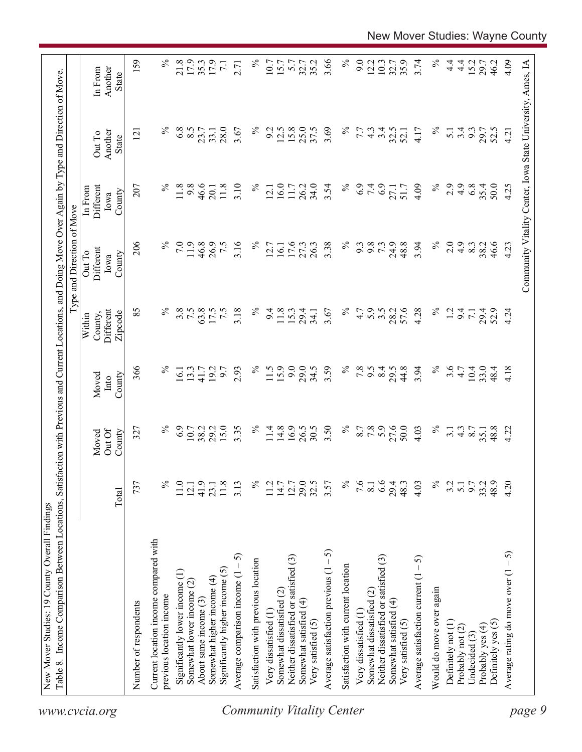New Mover Studies: 19 County Overall Findings

Table 8. Income Comparison Between Locations, Satisfaction with Previous and Current Locations, and Doing Move Over Again by Type and Direction of Move.

| | | Type and Direction of Move | | | | | | | |
|---|---|---|---|---|---|---|---|---|---|
| | Total | Moved Out Of County | Moved Into County | Within County, Different Zipcode | Out To Different Iowa County | In From Different Iowa County | Out To Another State | In From Another State |
| Number of respondents | 737 | 327 | 366 | 85 | 206 | 207 | 121 | 159 |
| Current location income compared with previous location income | % | % | % | % | % | % | % | % |
| Significantly lower income (1) | 11.0 | 6.9 | 16.1 | 3.8 | 7.0 | 11.8 | 6.8 | 21.8 |
| Somewhat lower income (2) | 12.1 | 10.7 | 13.3 | 7.5 | 11.9 | 9.8 | 8.5 | 17.9 |
| About same income (3) | 41.9 | 38.2 | 41.7 | 63.8 | 46.8 | 46.6 | 23.7 | 35.3 |
| Somewhat higher income (4) | 23.1 | 29.2 | 19.2 | 17.5 | 26.9 | 20.1 | 33.1 | 17.9 |
| Significantly higher income (5) | 11.8 | 15.0 | 9.7 | 7.5 | 7.5 | 11.8 | 28.0 | 7.1 |
| Average comparison income (1 – 5) | 3.13 | 3.35 | 2.93 | 3.18 | 3.16 | 3.10 | 3.67 | 2.71 |
| Satisfaction with previous location | % | % | % | % | % | % | % | % |
| Very dissatisfied (1) | 11.2 | 11.4 | 11.5 | 9.4 | 12.7 | 12.1 | 9.2 | 10.7 |
| Somewhat dissatisfied (2) | 14.7 | 14.8 | 15.9 | 11.8 | 16.1 | 16.0 | 12.5 | 15.7 |
| Neither dissatisfied or satisfied (3) | 12.7 | 16.9 | 9.0 | 15.3 | 17.6 | 11.7 | 15.8 | 5.7 |
| Somewhat satisfied (4) | 29.0 | 26.5 | 29.0 | 29.4 | 27.3 | 26.2 | 25.0 | 32.7 |
| Very satisfied (5) | 32.5 | 30.5 | 34.5 | 34.1 | 26.3 | 34.0 | 37.5 | 35.2 |
| Average satisfaction previous (1 – 5) | 3.57 | 3.50 | 3.59 | 3.67 | 3.38 | 3.54 | 3.69 | 3.66 |
| Satisfaction with current location | % | % | % | % | % | % | % | % |
| Very dissatisfied (1) | 7.6 | 8.7 | 7.8 | 4.7 | 9.3 | 6.9 | 7.7 | 9.0 |
| Somewhat dissatisfied (2) | 8.1 | 7.8 | 9.5 | 5.9 | 9.8 | 7.4 | 4.3 | 12.2 |
| Neither dissatisfied or satisfied (3) | 6.6 | 5.9 | 8.4 | 3.5 | 7.3 | 6.9 | 3.4 | 10.3 |
| Somewhat satisfied (4) | 29.4 | 27.6 | 29.5 | 28.2 | 24.9 | 27.1 | 32.5 | 32.7 |
| Very satisfied (5) | 48.3 | 50.0 | 44.8 | 57.6 | 48.8 | 51.7 | 52.1 | 35.9 |
| Average satisfaction current (1 – 5) | 4.03 | 4.03 | 3.94 | 4.28 | 3.94 | 4.09 | 4.17 | 3.74 |
| Would do move over again | % | % | % | % | % | % | % | % |
| Definitely not (1) | 3.2 | 3.1 | 3.6 | 1.2 | 2.0 | 2.9 | 5.1 | 4.4 |
| Probably not (2) | 5.1 | 4.3 | 4.7 | 9.4 | 4.9 | 4.9 | 3.4 | 4.4 |
| Undecided (3) | 9.7 | 8.7 | 10.4 | 7.1 | 8.3 | 6.8 | 9.3 | 15.2 |
| Probably yes (4) | 33.2 | 35.1 | 33.0 | 29.4 | 38.2 | 35.4 | 29.7 | 29.7 |
| Definitely yes (5) | 48.9 | 48.8 | 48.4 | 52.9 | 46.6 | 50.0 | 52.5 | 46.2 |
| Average rating do move over (1 – 5) | 4.20 | 4.22 | 4.18 | 4.24 | 4.23 | 4.25 | 4.21 | 4.09 |

Community Vitality Center, Iowa State University, Ames, IA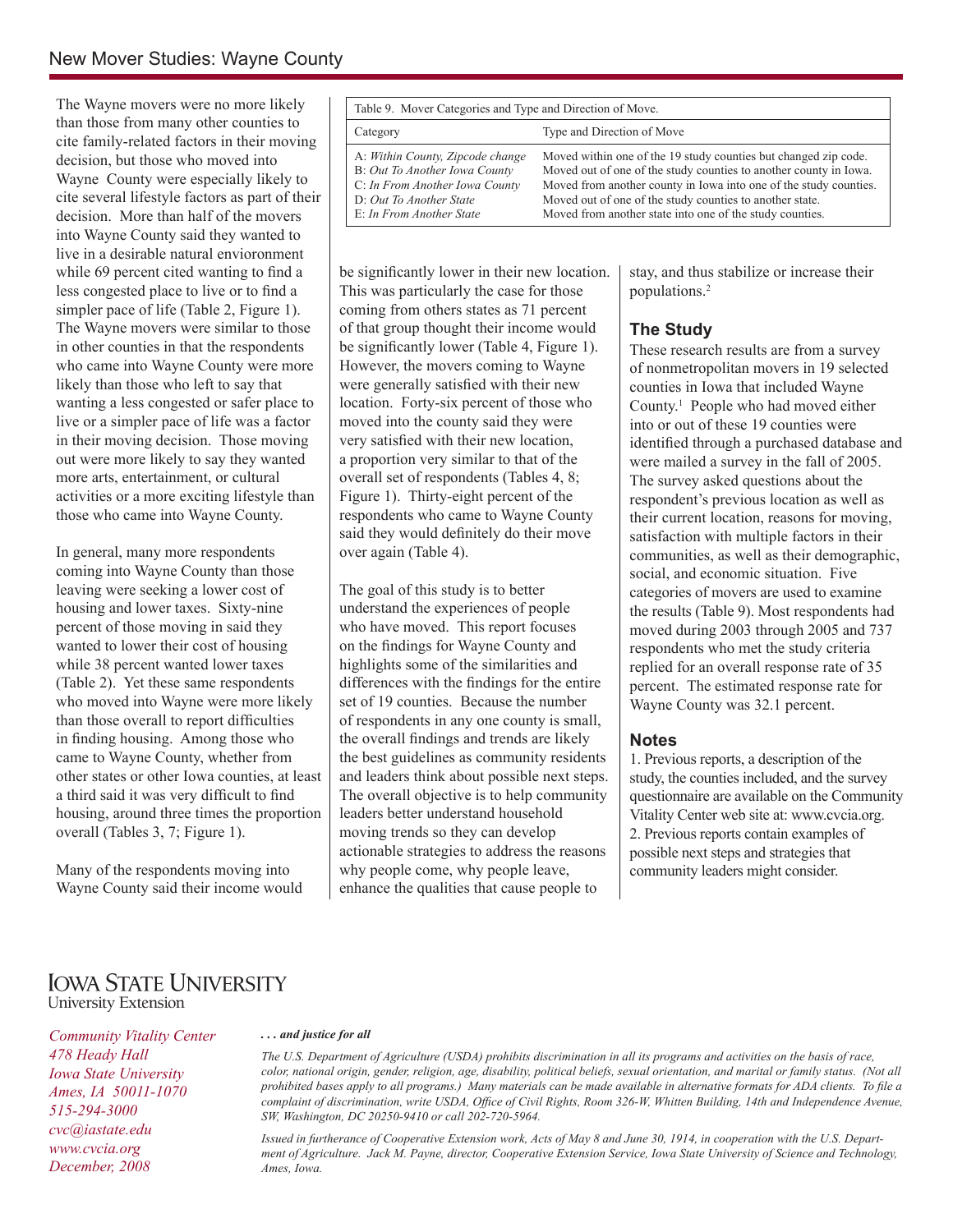The Wayne movers were no more likely than those from many other counties to cite family-related factors in their moving decision, but those who moved into Wayne County were especially likely to cite several lifestyle factors as part of their decision. More than half of the movers into Wayne County said they wanted to live in a desirable natural envioronment while 69 percent cited wanting to find a less congested place to live or to find a simpler pace of life (Table 2, Figure 1). The Wayne movers were similar to those in other counties in that the respondents who came into Wayne County were more likely than those who left to say that wanting a less congested or safer place to live or a simpler pace of life was a factor in their moving decision. Those moving out were more likely to say they wanted more arts, entertainment, or cultural activities or a more exciting lifestyle than those who came into Wayne County.

In general, many more respondents coming into Wayne County than those leaving were seeking a lower cost of housing and lower taxes. Sixty-nine percent of those moving in said they wanted to lower their cost of housing while 38 percent wanted lower taxes (Table 2). Yet these same respondents who moved into Wayne were more likely than those overall to report difficulties in finding housing. Among those who came to Wayne County, whether from other states or other Iowa counties, at least a third said it was very difficult to find housing, around three times the proportion overall (Tables 3, 7; Figure 1).

Many of the respondents moving into Wayne County said their income would be significantly lower in their new location. This was particularly the case for those coming from others states as 71 percent of that group thought their income would be significantly lower (Table 4, Figure 1). However, the movers coming to Wayne were generally satisfied with their new location. Forty-six percent of those who moved into the county said they were very satisfied with their new location, a proportion very similar to that of the overall set of respondents (Tables 4, 8; Figure 1). Thirty-eight percent of the respondents who came to Wayne County said they would definitely do their move over again (Table 4).

| Table 9. Mover Categories and Type and Direction of Move. | |
|---|---|
| Category | Type and Direction of Move |
| A: *Within County, Zipcode change* | Moved within one of the 19 study counties but changed zip code. |
| B: *Out To Another Iowa County* | Moved out of one of the study counties to another county in Iowa. |
| C: *In From Another Iowa County* | Moved from another county in Iowa into one of the study counties. |
| D: *Out To Another State* | Moved out of one of the study counties to another state. |
| E: *In From Another State* | Moved from another state into one of the study counties. |

The goal of this study is to better understand the experiences of people who have moved. This report focuses on the findings for Wayne County and highlights some of the similarities and differences with the findings for the entire set of 19 counties. Because the number of respondents in any one county is small, the overall findings and trends are likely the best guidelines as community residents and leaders think about possible next steps. The overall objective is to help community leaders better understand household moving trends so they can develop actionable strategies to address the reasons why people come, why people leave, enhance the qualities that cause people to stay, and thus stabilize or increase their populations.[2]

## The Study

These research results are from a survey of nonmetropolitan movers in 19 selected counties in Iowa that included Wayne County.[1] People who had moved either into or out of these 19 counties were identified through a purchased database and were mailed a survey in the fall of 2005. The survey asked questions about the respondent's previous location as well as their current location, reasons for moving, satisfaction with multiple factors in their communities, as well as their demographic, social, and economic situation. Five categories of movers are used to examine the results (Table 9). Most respondents had moved during 2003 through 2005 and 737 respondents who met the study criteria replied for an overall response rate of 35 percent. The estimated response rate for Wayne County was 32.1 percent.

## Notes

1. Previous reports, a description of the study, the counties included, and the survey questionnaire are available on the Community Vitality Center web site at: www.cvcia.org.
2. Previous reports contain examples of possible next steps and strategies that community leaders might consider.

IOWA STATE UNIVERSITY
University Extension

*Community Vitality Center*
*478 Heady Hall*
*Iowa State University*
*Ames, IA 50011-1070*
*515-294-3000*
*cvc@iastate.edu*
*www.cvcia.org*
*December, 2008*

***. . . and justice for all***

*The U.S. Department of Agriculture (USDA) prohibits discrimination in all its programs and activities on the basis of race, color, national origin, gender, religion, age, disability, political beliefs, sexual orientation, and marital or family status. (Not all prohibited bases apply to all programs.) Many materials can be made available in alternative formats for ADA clients. To file a complaint of discrimination, write USDA, Office of Civil Rights, Room 326-W, Whitten Building, 14th and Independence Avenue, SW, Washington, DC 20250-9410 or call 202-720-5964.*

*Issued in furtherance of Cooperative Extension work, Acts of May 8 and June 30, 1914, in cooperation with the U.S. Department of Agriculture. Jack M. Payne, director, Cooperative Extension Service, Iowa State University of Science and Technology, Ames, Iowa.*